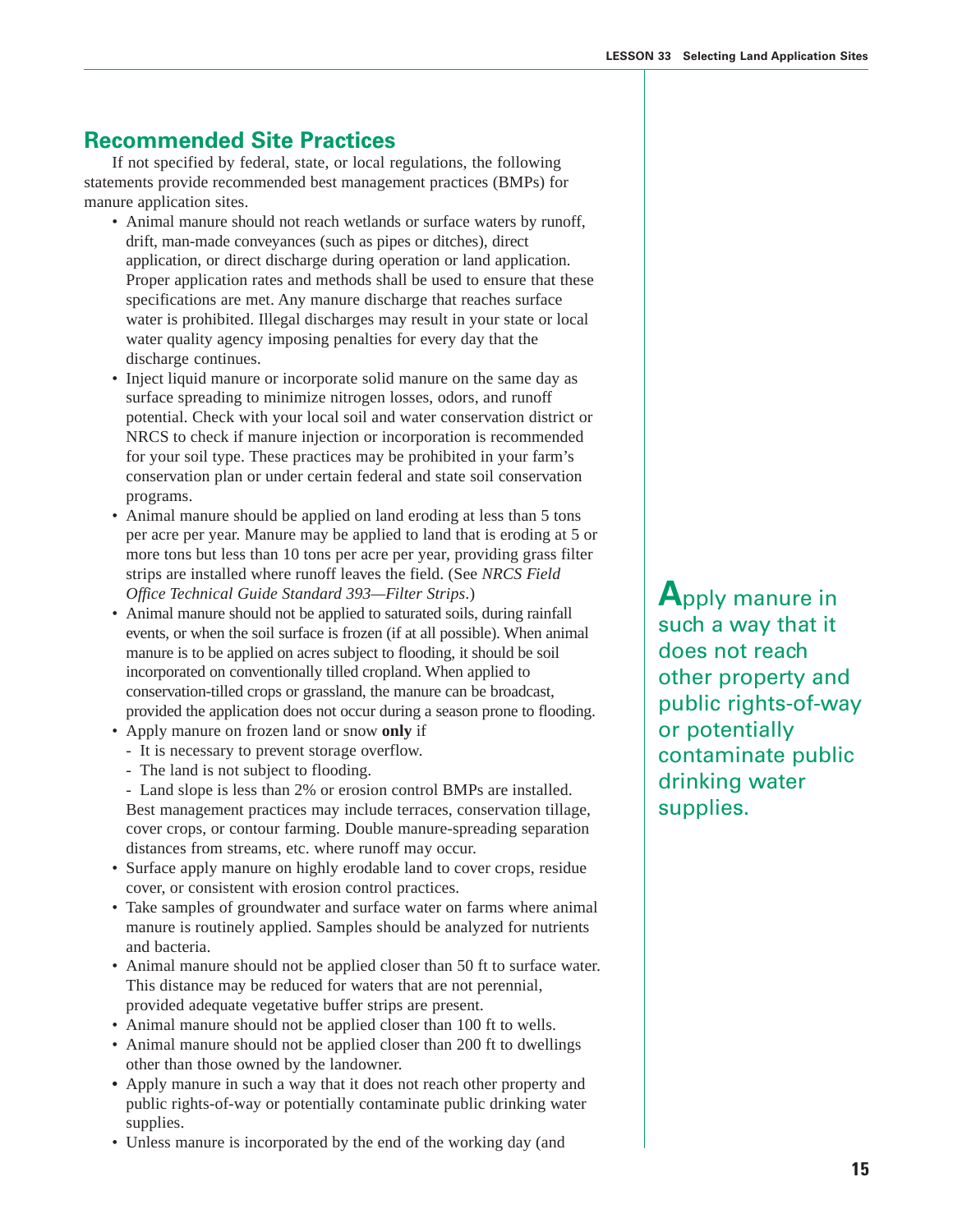## Recommended Site Practices

If not specified by federal, state, or local regulations, the following statements provide recommended best management practices (BMPs) for manure application sites.

- Animal manure should not reach wetlands or surface waters by runoff, drift, man-made conveyances (such as pipes or ditches), direct application, or direct discharge during operation or land application. Proper application rates and methods shall be used to ensure that these specifications are met. Any manure discharge that reaches surface water is prohibited. Illegal discharges may result in your state or local water quality agency imposing penalties for every day that the discharge continues.
- Inject liquid manure or incorporate solid manure on the same day as surface spreading to minimize nitrogen losses, odors, and runoff potential. Check with your local soil and water conservation district or NRCS to check if manure injection or incorporation is recommended for your soil type. These practices may be prohibited in your farm's conservation plan or under certain federal and state soil conservation programs.
- Animal manure should be applied on land eroding at less than 5 tons per acre per year. Manure may be applied to land that is eroding at 5 or more tons but less than 10 tons per acre per year, providing grass filter strips are installed where runoff leaves the field. (See *NRCS Field Office Technical Guide Standard 393—Filter Strips*.)
- Animal manure should not be applied to saturated soils, during rainfall events, or when the soil surface is frozen (if at all possible). When animal manure is to be applied on acres subject to flooding, it should be soil incorporated on conventionally tilled cropland. When applied to conservation-tilled crops or grassland, the manure can be broadcast, provided the application does not occur during a season prone to flooding.
- Apply manure on frozen land or snow **only** if
  - It is necessary to prevent storage overflow.
  - The land is not subject to flooding.
  - Land slope is less than 2% or erosion control BMPs are installed.

  Best management practices may include terraces, conservation tillage, cover crops, or contour farming. Double manure-spreading separation distances from streams, etc. where runoff may occur.
- Surface apply manure on highly erodable land to cover crops, residue cover, or consistent with erosion control practices.
- Take samples of groundwater and surface water on farms where animal manure is routinely applied. Samples should be analyzed for nutrients and bacteria.
- Animal manure should not be applied closer than 50 ft to surface water. This distance may be reduced for waters that are not perennial, provided adequate vegetative buffer strips are present.
- Animal manure should not be applied closer than 100 ft to wells.
- Animal manure should not be applied closer than 200 ft to dwellings other than those owned by the landowner.
- Apply manure in such a way that it does not reach other property and public rights-of-way or potentially contaminate public drinking water supplies.
- Unless manure is incorporated by the end of the working day (and

**Apply manure in such a way that it does not reach other property and public rights-of-way or potentially contaminate public drinking water supplies.**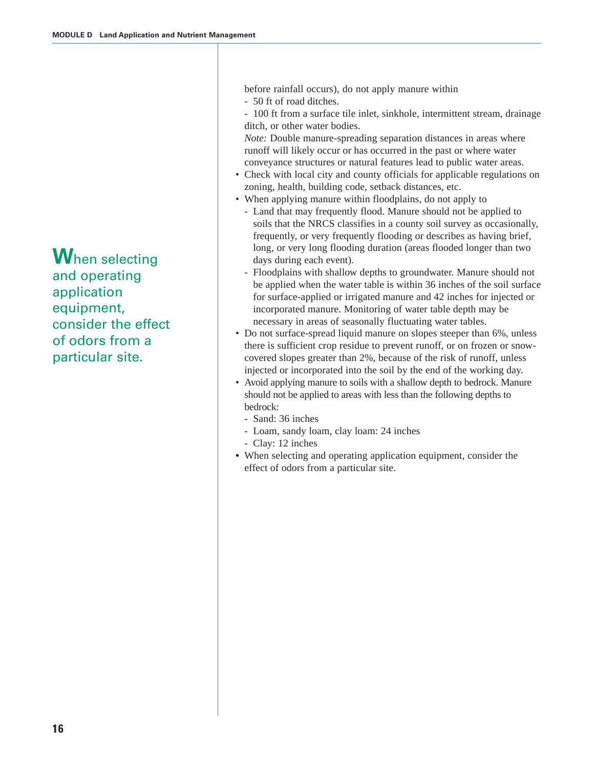before rainfall occurs), do not apply manure within
  - 50 ft of road ditches.
  - 100 ft from a surface tile inlet, sinkhole, intermittent stream, drainage ditch, or other water bodies.

  *Note:* Double manure-spreading separation distances in areas where runoff will likely occur or has occurred in the past or where water conveyance structures or natural features lead to public water areas.
- Check with local city and county officials for applicable regulations on zoning, health, building code, setback distances, etc.
- When applying manure within floodplains, do not apply to
  - Land that may frequently flood. Manure should not be applied to soils that the NRCS classifies in a county soil survey as occasionally, frequently, or very frequently flooding or describes as having brief, long, or very long flooding duration (areas flooded longer than two days during each event).
  - Floodplains with shallow depths to groundwater. Manure should not be applied when the water table is within 36 inches of the soil surface for surface-applied or irrigated manure and 42 inches for injected or incorporated manure. Monitoring of water table depth may be necessary in areas of seasonally fluctuating water tables.
- Do not surface-spread liquid manure on slopes steeper than 6%, unless there is sufficient crop residue to prevent runoff, or on frozen or snow-covered slopes greater than 2%, because of the risk of runoff, unless injected or incorporated into the soil by the end of the working day.
- Avoid applying manure to soils with a shallow depth to bedrock. Manure should not be applied to areas with less than the following depths to bedrock:
  - Sand: 36 inches
  - Loam, sandy loam, clay loam: 24 inches
  - Clay: 12 inches
- When selecting and operating application equipment, consider the effect of odors from a particular site.

When selecting and operating application equipment, consider the effect of odors from a particular site.